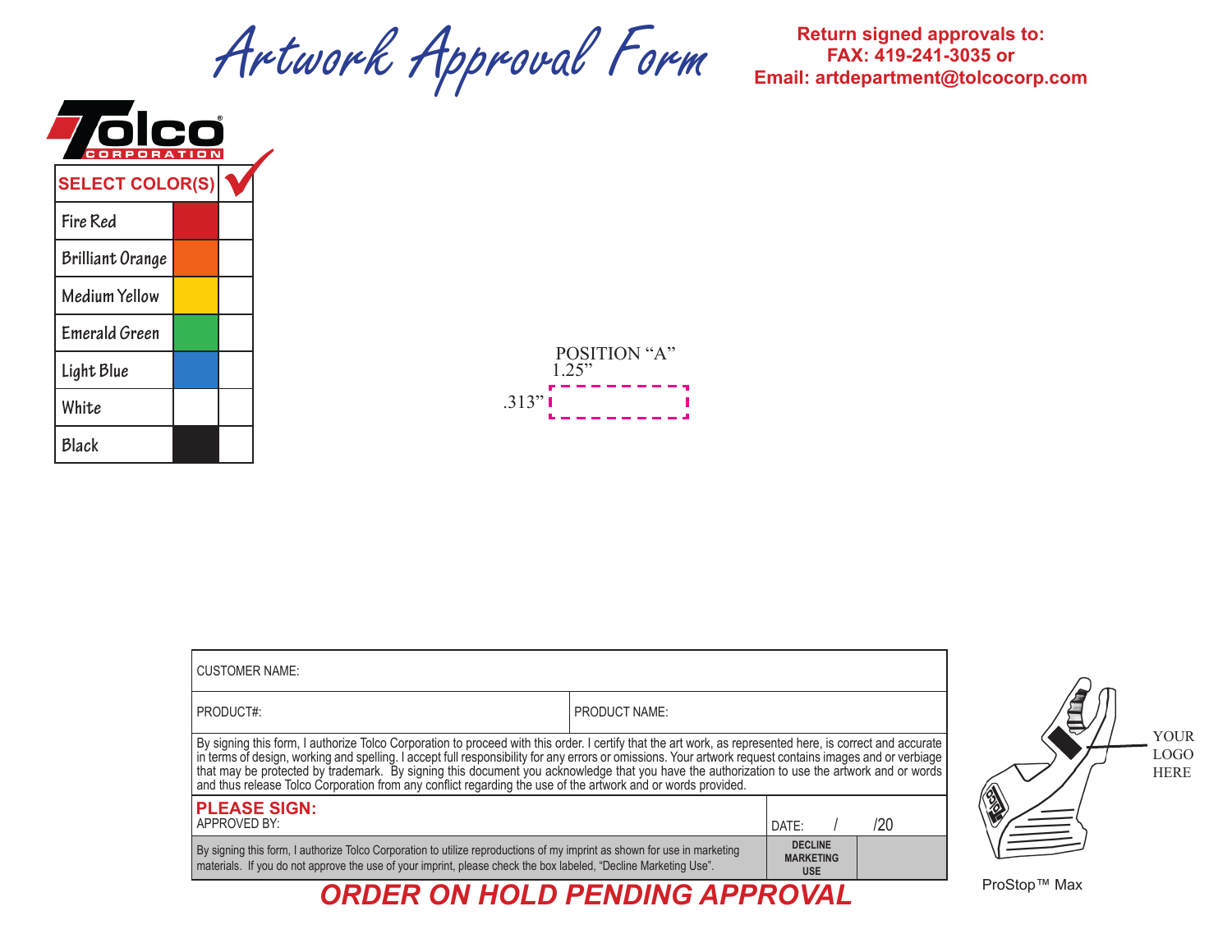# Artwork Approval Form

**Return signed approvals to:**
**FAX: 419-241-3035 or**
**Email: artdepartment@tolcocorp.com**

Tolco CORPORATION

| SELECT COLOR(S) | | ✓ |
|---|---|---|
| Fire Red | | |
| Brilliant Orange | | |
| Medium Yellow | | |
| Emerald Green | | |
| Light Blue | | |
| White | | |
| Black | | |

POSITION "A"
1.25"
.313"

| CUSTOMER NAME: | | |
|---|---|---|
| PRODUCT#: | PRODUCT NAME: | |

By signing this form, I authorize Tolco Corporation to proceed with this order. I certify that the art work, as represented here, is correct and accurate in terms of design, working and spelling. I accept full responsibility for any errors or omissions. Your artwork request contains images and or verbiage that may be protected by trademark. By signing this document you acknowledge that you have the authorization to use the artwork and or words and thus release Tolco Corporation from any conflict regarding the use of the artwork and or words provided.

| **PLEASE SIGN:** APPROVED BY: | DATE: / /20 | |
|---|---|---|
| By signing this form, I authorize Tolco Corporation to utilize reproductions of my imprint as shown for use in marketing materials. If you do not approve the use of your imprint, please check the box labeled, "Decline Marketing Use". | DECLINE MARKETING USE | |

***ORDER ON HOLD PENDING APPROVAL***

YOUR LOGO HERE

ProStop™ Max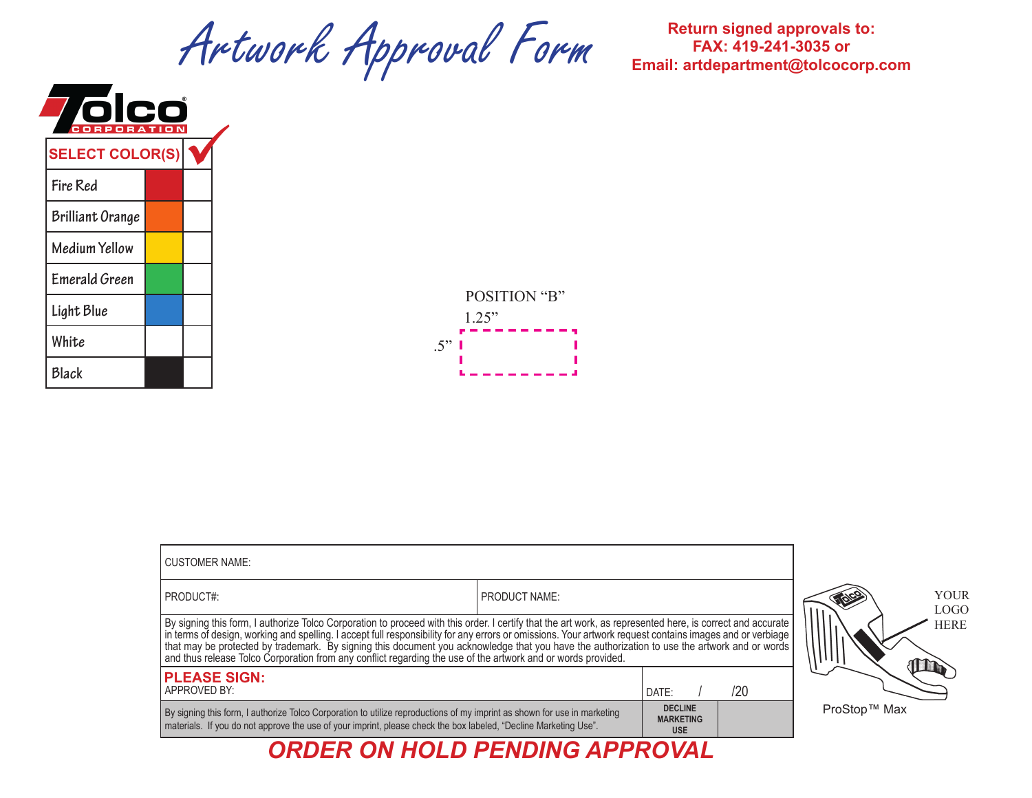# Artwork Approval Form

**Return signed approvals to:**
**FAX: 419-241-3035 or**
**Email: artdepartment@tolcocorp.com**

Tolco CORPORATION

| SELECT COLOR(S) | | ✓ |
|---|---|---|
| Fire Red | | |
| Brilliant Orange | | |
| Medium Yellow | | |
| Emerald Green | | |
| Light Blue | | |
| White | | |
| Black | | |

POSITION "B"
1.25"
.5"

| | | | |
|---|---|---|---|
| CUSTOMER NAME: | | | |
| PRODUCT#: | PRODUCT NAME: | | |
| By signing this form, I authorize Tolco Corporation to proceed with this order. I certify that the art work, as represented here, is correct and accurate in terms of design, working and spelling. I accept full responsibility for any errors or omissions. Your artwork request contains images and or verbiage that may be protected by trademark. By signing this document you acknowledge that you have the authorization to use the artwork and or words and thus release Tolco Corporation from any conflict regarding the use of the artwork and or words provided. | | | |
| **PLEASE SIGN:** APPROVED BY: | | DATE: / /20 | |
| By signing this form, I authorize Tolco Corporation to utilize reproductions of my imprint as shown for use in marketing materials. If you do not approve the use of your imprint, please check the box labeled, "Decline Marketing Use". | | DECLINE MARKETING USE | |

***ORDER ON HOLD PENDING APPROVAL***

YOUR LOGO HERE

ProStop™ Max